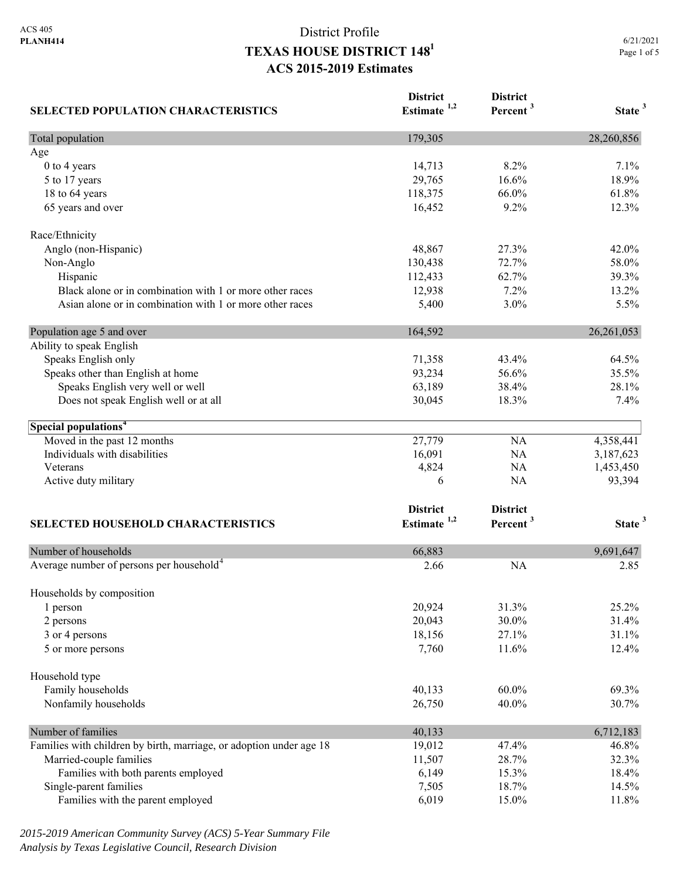ACS 405
**PLANH414**

# District Profile
# TEXAS HOUSE DISTRICT 148[1]
## ACS 2015-2019 Estimates

6/21/2021

| SELECTED POPULATION CHARACTERISTICS | District Estimate [1,2] | District Percent [3] | State [3] |
|---|---|---|---|
| Total population | 179,305 | | 28,260,856 |
| Age | | | |
| 0 to 4 years | 14,713 | 8.2% | 7.1% |
| 5 to 17 years | 29,765 | 16.6% | 18.9% |
| 18 to 64 years | 118,375 | 66.0% | 61.8% |
| 65 years and over | 16,452 | 9.2% | 12.3% |
| | | | |
| Race/Ethnicity | | | |
| Anglo (non-Hispanic) | 48,867 | 27.3% | 42.0% |
| Non-Anglo | 130,438 | 72.7% | 58.0% |
| Hispanic | 112,433 | 62.7% | 39.3% |
| Black alone or in combination with 1 or more other races | 12,938 | 7.2% | 13.2% |
| Asian alone or in combination with 1 or more other races | 5,400 | 3.0% | 5.5% |
| | | | |
| Population age 5 and over | 164,592 | | 26,261,053 |
| Ability to speak English | | | |
| Speaks English only | 71,358 | 43.4% | 64.5% |
| Speaks other than English at home | 93,234 | 56.6% | 35.5% |
| Speaks English very well or well | 63,189 | 38.4% | 28.1% |
| Does not speak English well or at all | 30,045 | 18.3% | 7.4% |
| | | | |
| **Special populations[4]** | | | |
| Moved in the past 12 months | 27,779 | NA | 4,358,441 |
| Individuals with disabilities | 16,091 | NA | 3,187,623 |
| Veterans | 4,824 | NA | 1,453,450 |
| Active duty military | 6 | NA | 93,394 |

| SELECTED HOUSEHOLD CHARACTERISTICS | District Estimate [1,2] | District Percent [3] | State [3] |
|---|---|---|---|
| Number of households | 66,883 | | 9,691,647 |
| Average number of persons per household[4] | 2.66 | NA | 2.85 |
| | | | |
| Households by composition | | | |
| 1 person | 20,924 | 31.3% | 25.2% |
| 2 persons | 20,043 | 30.0% | 31.4% |
| 3 or 4 persons | 18,156 | 27.1% | 31.1% |
| 5 or more persons | 7,760 | 11.6% | 12.4% |
| | | | |
| Household type | | | |
| Family households | 40,133 | 60.0% | 69.3% |
| Nonfamily households | 26,750 | 40.0% | 30.7% |
| | | | |
| Number of families | 40,133 | | 6,712,183 |
| Families with children by birth, marriage, or adoption under age 18 | 19,012 | 47.4% | 46.8% |
| Married-couple families | 11,507 | 28.7% | 32.3% |
| Families with both parents employed | 6,149 | 15.3% | 18.4% |
| Single-parent families | 7,505 | 18.7% | 14.5% |
| Families with the parent employed | 6,019 | 15.0% | 11.8% |

*2015-2019 American Community Survey (ACS) 5-Year Summary File*
*Analysis by Texas Legislative Council, Research Division*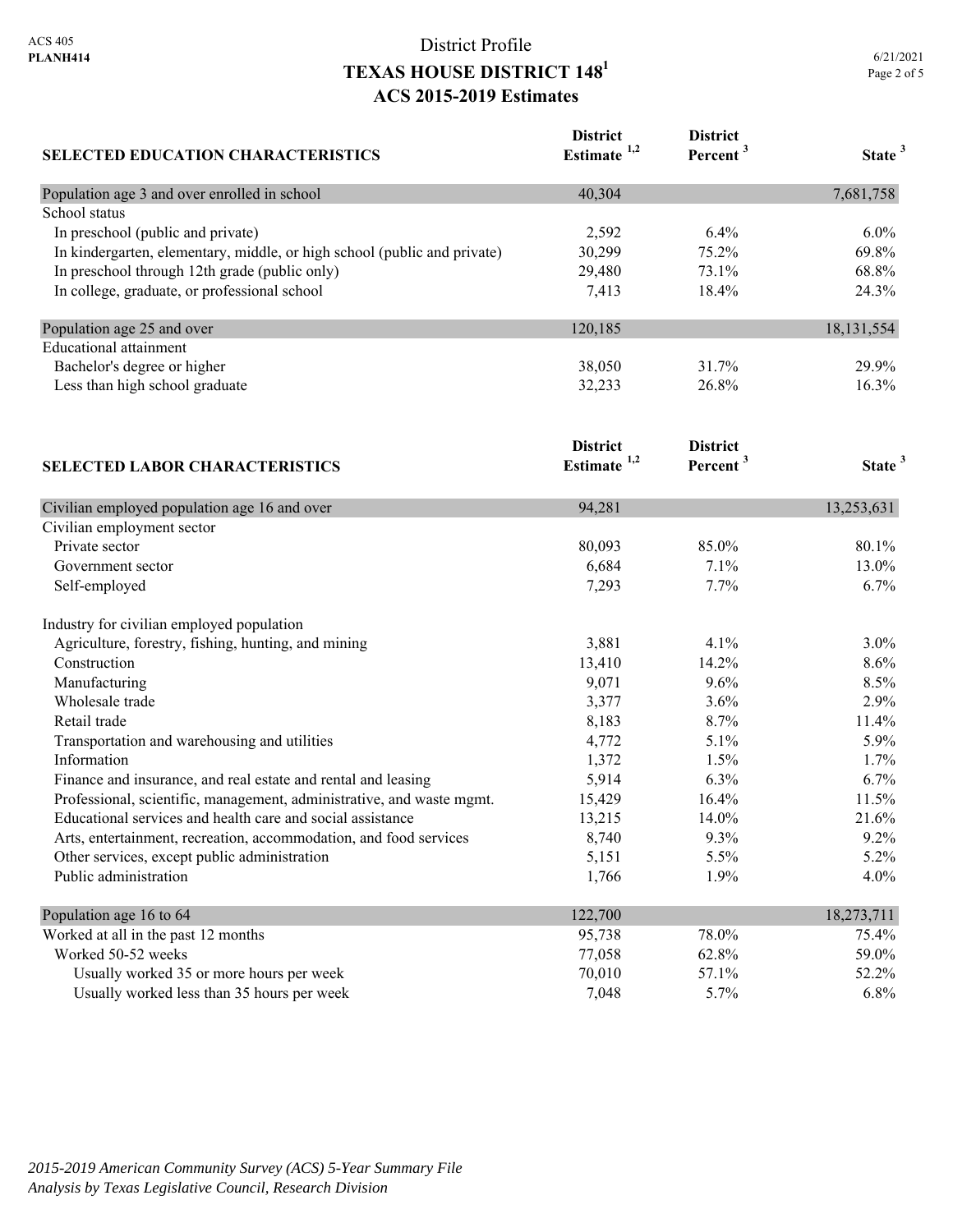ACS 405
**PLANH414**

District Profile

# TEXAS HOUSE DISTRICT 148[1]

## ACS 2015-2019 Estimates

6/21/2021

| SELECTED EDUCATION CHARACTERISTICS | District Estimate [1,2] | District Percent [3] | State [3] |
|---|---|---|---|
| Population age 3 and over enrolled in school | 40,304 | | 7,681,758 |
| School status | | | |
| In preschool (public and private) | 2,592 | 6.4% | 6.0% |
| In kindergarten, elementary, middle, or high school (public and private) | 30,299 | 75.2% | 69.8% |
| In preschool through 12th grade (public only) | 29,480 | 73.1% | 68.8% |
| In college, graduate, or professional school | 7,413 | 18.4% | 24.3% |
| Population age 25 and over | 120,185 | | 18,131,554 |
| Educational attainment | | | |
| Bachelor's degree or higher | 38,050 | 31.7% | 29.9% |
| Less than high school graduate | 32,233 | 26.8% | 16.3% |

| SELECTED LABOR CHARACTERISTICS | District Estimate [1,2] | District Percent [3] | State [3] |
|---|---|---|---|
| Civilian employed population age 16 and over | 94,281 | | 13,253,631 |
| Civilian employment sector | | | |
| Private sector | 80,093 | 85.0% | 80.1% |
| Government sector | 6,684 | 7.1% | 13.0% |
| Self-employed | 7,293 | 7.7% | 6.7% |
| Industry for civilian employed population | | | |
| Agriculture, forestry, fishing, hunting, and mining | 3,881 | 4.1% | 3.0% |
| Construction | 13,410 | 14.2% | 8.6% |
| Manufacturing | 9,071 | 9.6% | 8.5% |
| Wholesale trade | 3,377 | 3.6% | 2.9% |
| Retail trade | 8,183 | 8.7% | 11.4% |
| Transportation and warehousing and utilities | 4,772 | 5.1% | 5.9% |
| Information | 1,372 | 1.5% | 1.7% |
| Finance and insurance, and real estate and rental and leasing | 5,914 | 6.3% | 6.7% |
| Professional, scientific, management, administrative, and waste mgmt. | 15,429 | 16.4% | 11.5% |
| Educational services and health care and social assistance | 13,215 | 14.0% | 21.6% |
| Arts, entertainment, recreation, accommodation, and food services | 8,740 | 9.3% | 9.2% |
| Other services, except public administration | 5,151 | 5.5% | 5.2% |
| Public administration | 1,766 | 1.9% | 4.0% |
| Population age 16 to 64 | 122,700 | | 18,273,711 |
| Worked at all in the past 12 months | 95,738 | 78.0% | 75.4% |
| Worked 50-52 weeks | 77,058 | 62.8% | 59.0% |
| Usually worked 35 or more hours per week | 70,010 | 57.1% | 52.2% |
| Usually worked less than 35 hours per week | 7,048 | 5.7% | 6.8% |

*2015-2019 American Community Survey (ACS) 5-Year Summary File*
*Analysis by Texas Legislative Council, Research Division*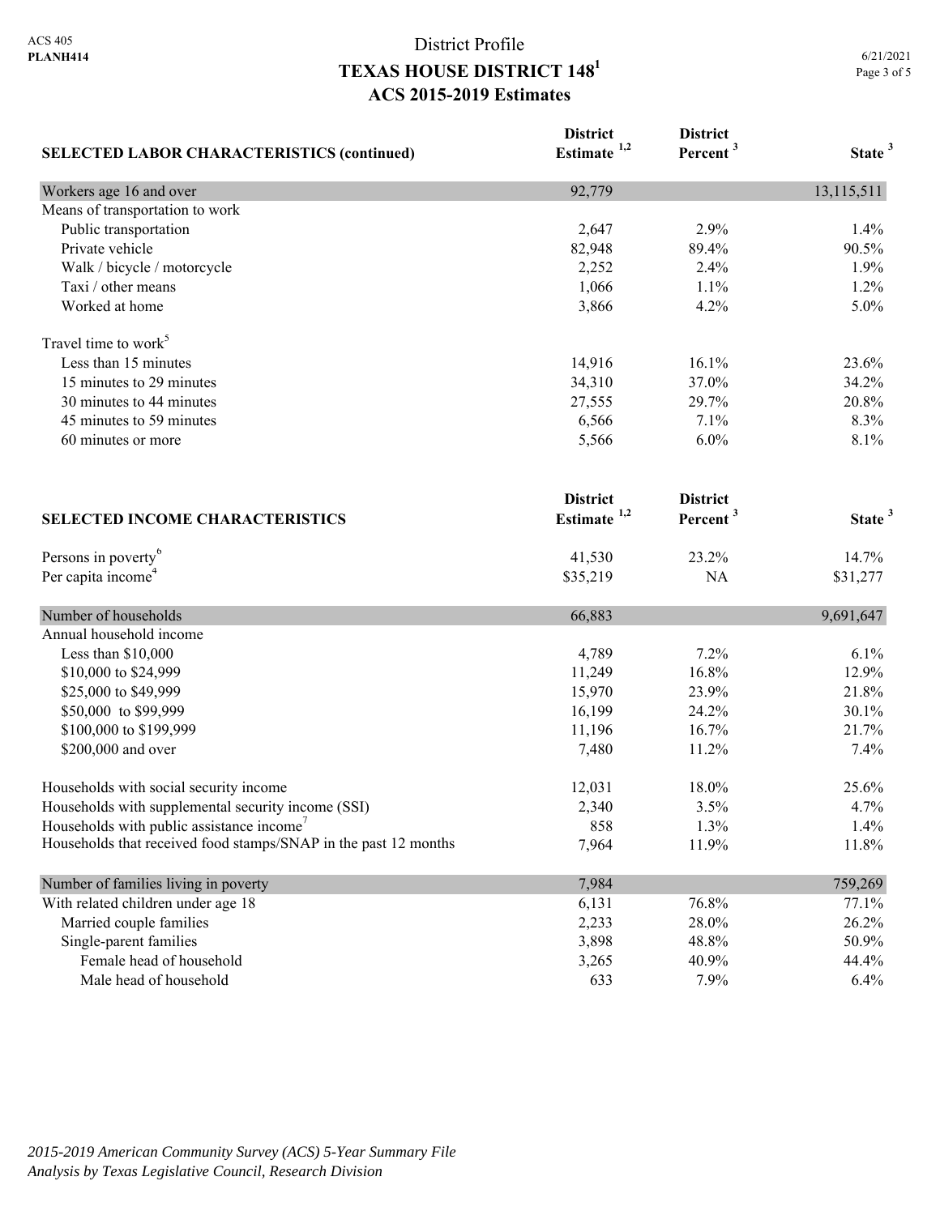# District Profile

## TEXAS HOUSE DISTRICT 148[1]

### ACS 2015-2019 Estimates

| SELECTED LABOR CHARACTERISTICS (continued) | District Estimate [1,2] | District Percent [3] | State [3] |
|---|---|---|---|
| Workers age 16 and over | 92,779 | | 13,115,511 |
| Means of transportation to work | | | |
| Public transportation | 2,647 | 2.9% | 1.4% |
| Private vehicle | 82,948 | 89.4% | 90.5% |
| Walk / bicycle / motorcycle | 2,252 | 2.4% | 1.9% |
| Taxi / other means | 1,066 | 1.1% | 1.2% |
| Worked at home | 3,866 | 4.2% | 5.0% |
| Travel time to work[5] | | | |
| Less than 15 minutes | 14,916 | 16.1% | 23.6% |
| 15 minutes to 29 minutes | 34,310 | 37.0% | 34.2% |
| 30 minutes to 44 minutes | 27,555 | 29.7% | 20.8% |
| 45 minutes to 59 minutes | 6,566 | 7.1% | 8.3% |
| 60 minutes or more | 5,566 | 6.0% | 8.1% |

| SELECTED INCOME CHARACTERISTICS | District Estimate [1,2] | District Percent [3] | State [3] |
|---|---|---|---|
| Persons in poverty[6] | 41,530 | 23.2% | 14.7% |
| Per capita income[4] | $35,219 | NA | $31,277 |
| Number of households | 66,883 | | 9,691,647 |
| Annual household income | | | |
| Less than $10,000 | 4,789 | 7.2% | 6.1% |
| $10,000 to $24,999 | 11,249 | 16.8% | 12.9% |
| $25,000 to $49,999 | 15,970 | 23.9% | 21.8% |
| $50,000 to $99,999 | 16,199 | 24.2% | 30.1% |
| $100,000 to $199,999 | 11,196 | 16.7% | 21.7% |
| $200,000 and over | 7,480 | 11.2% | 7.4% |
| Households with social security income | 12,031 | 18.0% | 25.6% |
| Households with supplemental security income (SSI) | 2,340 | 3.5% | 4.7% |
| Households with public assistance income[7] | 858 | 1.3% | 1.4% |
| Households that received food stamps/SNAP in the past 12 months | 7,964 | 11.9% | 11.8% |
| Number of families living in poverty | 7,984 | | 759,269 |
| With related children under age 18 | 6,131 | 76.8% | 77.1% |
| Married couple families | 2,233 | 28.0% | 26.2% |
| Single-parent families | 3,898 | 48.8% | 50.9% |
| Female head of household | 3,265 | 40.9% | 44.4% |
| Male head of household | 633 | 7.9% | 6.4% |

*2015-2019 American Community Survey (ACS) 5-Year Summary File*
*Analysis by Texas Legislative Council, Research Division*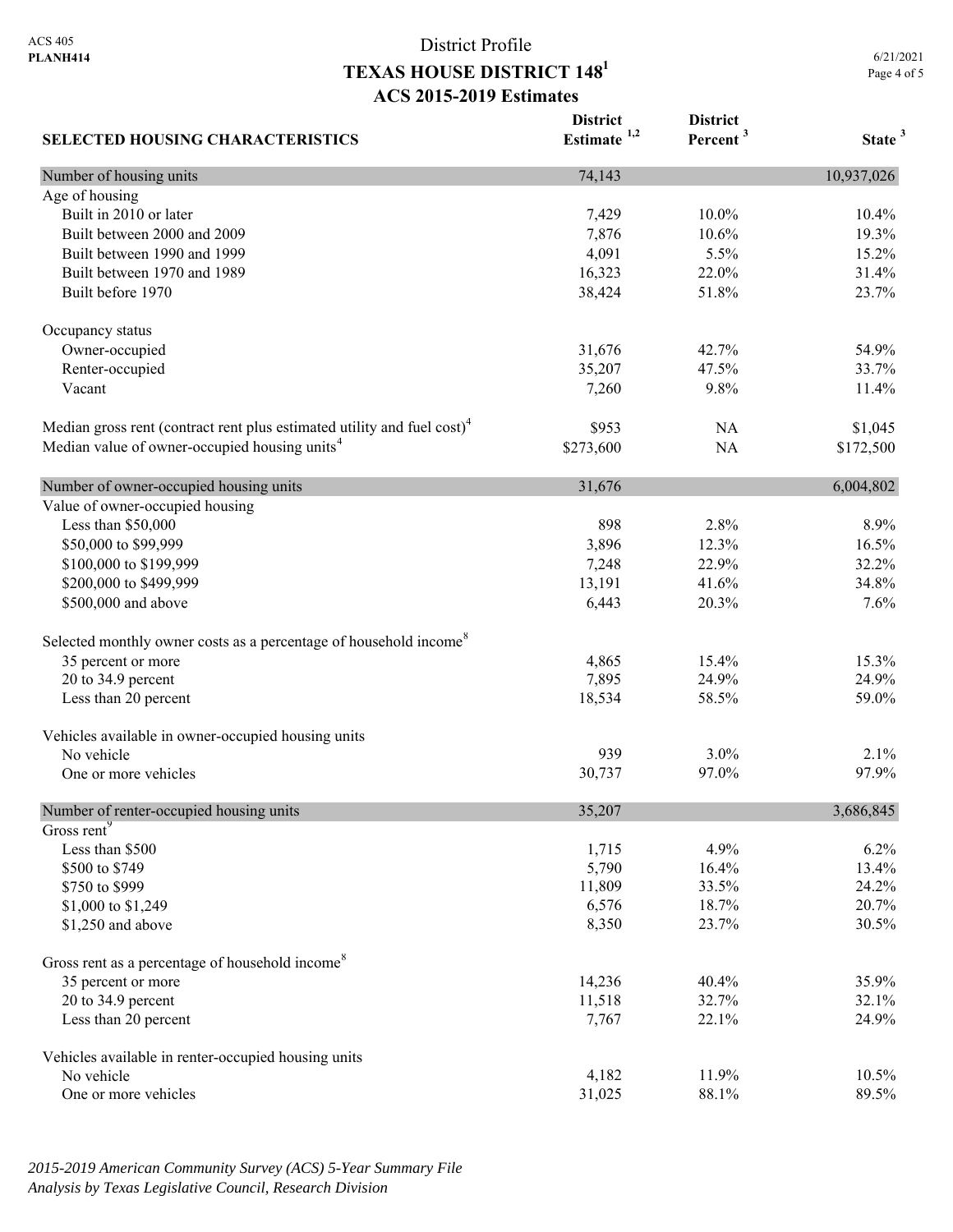ACS 405
**PLANH414**

# District Profile
## TEXAS HOUSE DISTRICT 148[1]
## ACS 2015-2019 Estimates

6/21/2021

| SELECTED HOUSING CHARACTERISTICS | District Estimate [1,2] | District Percent [3] | State [3] |
|---|---|---|---|
| Number of housing units | 74,143 | | 10,937,026 |
| Age of housing | | | |
| Built in 2010 or later | 7,429 | 10.0% | 10.4% |
| Built between 2000 and 2009 | 7,876 | 10.6% | 19.3% |
| Built between 1990 and 1999 | 4,091 | 5.5% | 15.2% |
| Built between 1970 and 1989 | 16,323 | 22.0% | 31.4% |
| Built before 1970 | 38,424 | 51.8% | 23.7% |
| Occupancy status | | | |
| Owner-occupied | 31,676 | 42.7% | 54.9% |
| Renter-occupied | 35,207 | 47.5% | 33.7% |
| Vacant | 7,260 | 9.8% | 11.4% |
| Median gross rent (contract rent plus estimated utility and fuel cost)[4] | $953 | NA | $1,045 |
| Median value of owner-occupied housing units[4] | $273,600 | NA | $172,500 |
| Number of owner-occupied housing units | 31,676 | | 6,004,802 |
| Value of owner-occupied housing | | | |
| Less than $50,000 | 898 | 2.8% | 8.9% |
| $50,000 to $99,999 | 3,896 | 12.3% | 16.5% |
| $100,000 to $199,999 | 7,248 | 22.9% | 32.2% |
| $200,000 to $499,999 | 13,191 | 41.6% | 34.8% |
| $500,000 and above | 6,443 | 20.3% | 7.6% |
| Selected monthly owner costs as a percentage of household income[8] | | | |
| 35 percent or more | 4,865 | 15.4% | 15.3% |
| 20 to 34.9 percent | 7,895 | 24.9% | 24.9% |
| Less than 20 percent | 18,534 | 58.5% | 59.0% |
| Vehicles available in owner-occupied housing units | | | |
| No vehicle | 939 | 3.0% | 2.1% |
| One or more vehicles | 30,737 | 97.0% | 97.9% |
| Number of renter-occupied housing units | 35,207 | | 3,686,845 |
| Gross rent[9] | | | |
| Less than $500 | 1,715 | 4.9% | 6.2% |
| $500 to $749 | 5,790 | 16.4% | 13.4% |
| $750 to $999 | 11,809 | 33.5% | 24.2% |
| $1,000 to $1,249 | 6,576 | 18.7% | 20.7% |
| $1,250 and above | 8,350 | 23.7% | 30.5% |
| Gross rent as a percentage of household income[8] | | | |
| 35 percent or more | 14,236 | 40.4% | 35.9% |
| 20 to 34.9 percent | 11,518 | 32.7% | 32.1% |
| Less than 20 percent | 7,767 | 22.1% | 24.9% |
| Vehicles available in renter-occupied housing units | | | |
| No vehicle | 4,182 | 11.9% | 10.5% |
| One or more vehicles | 31,025 | 88.1% | 89.5% |

*2015-2019 American Community Survey (ACS) 5-Year Summary File*
*Analysis by Texas Legislative Council, Research Division*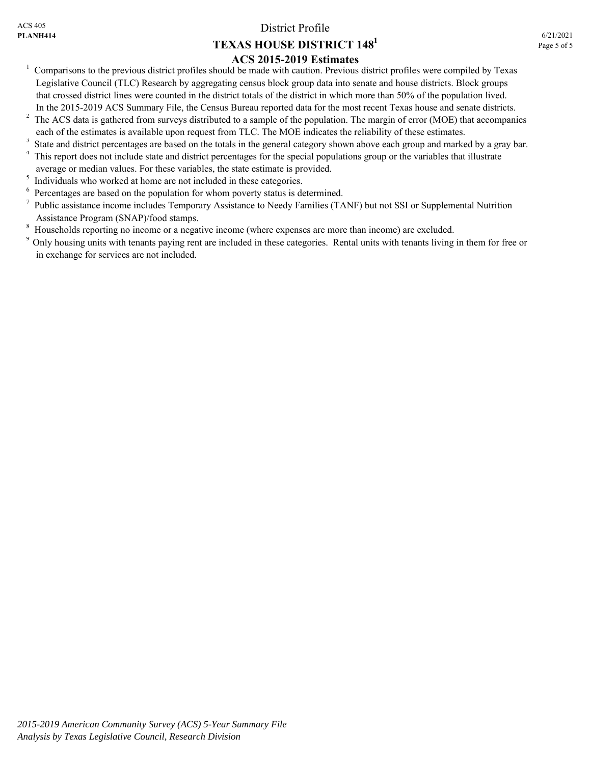# District Profile

## TEXAS HOUSE DISTRICT 148[1]

### ACS 2015-2019 Estimates

[1] Comparisons to the previous district profiles should be made with caution. Previous district profiles were compiled by Texas Legislative Council (TLC) Research by aggregating census block group data into senate and house districts. Block groups that crossed district lines were counted in the district totals of the district in which more than 50% of the population lived. In the 2015-2019 ACS Summary File, the Census Bureau reported data for the most recent Texas house and senate districts.

[2] The ACS data is gathered from surveys distributed to a sample of the population. The margin of error (MOE) that accompanies each of the estimates is available upon request from TLC. The MOE indicates the reliability of these estimates.

[3] State and district percentages are based on the totals in the general category shown above each group and marked by a gray bar.

[4] This report does not include state and district percentages for the special populations group or the variables that illustrate average or median values. For these variables, the state estimate is provided.

[5] Individuals who worked at home are not included in these categories.

[6] Percentages are based on the population for whom poverty status is determined.

[7] Public assistance income includes Temporary Assistance to Needy Families (TANF) but not SSI or Supplemental Nutrition Assistance Program (SNAP)/food stamps.

[8] Households reporting no income or a negative income (where expenses are more than income) are excluded.

[9] Only housing units with tenants paying rent are included in these categories. Rental units with tenants living in them for free or in exchange for services are not included.

*2015-2019 American Community Survey (ACS) 5-Year Summary File*
*Analysis by Texas Legislative Council, Research Division*